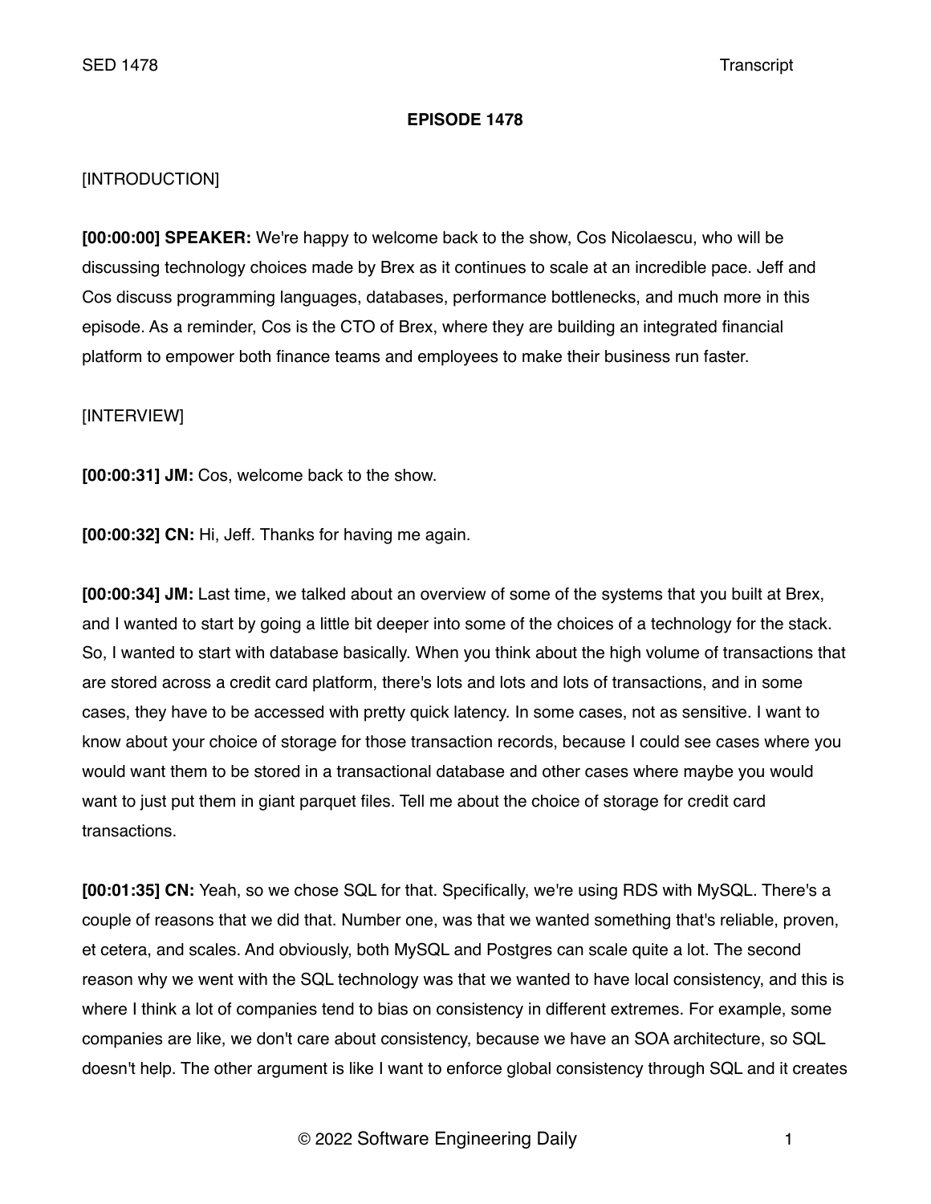**EPISODE 1478**

[INTRODUCTION]

**[00:00:00] SPEAKER:** We're happy to welcome back to the show, Cos Nicolaescu, who will be discussing technology choices made by Brex as it continues to scale at an incredible pace. Jeff and Cos discuss programming languages, databases, performance bottlenecks, and much more in this episode. As a reminder, Cos is the CTO of Brex, where they are building an integrated financial platform to empower both finance teams and employees to make their business run faster.

[INTERVIEW]

**[00:00:31] JM:** Cos, welcome back to the show.

**[00:00:32] CN:** Hi, Jeff. Thanks for having me again.

**[00:00:34] JM:** Last time, we talked about an overview of some of the systems that you built at Brex, and I wanted to start by going a little bit deeper into some of the choices of a technology for the stack. So, I wanted to start with database basically. When you think about the high volume of transactions that are stored across a credit card platform, there's lots and lots and lots of transactions, and in some cases, they have to be accessed with pretty quick latency. In some cases, not as sensitive. I want to know about your choice of storage for those transaction records, because I could see cases where you would want them to be stored in a transactional database and other cases where maybe you would want to just put them in giant parquet files. Tell me about the choice of storage for credit card transactions.

**[00:01:35] CN:** Yeah, so we chose SQL for that. Specifically, we're using RDS with MySQL. There's a couple of reasons that we did that. Number one, was that we wanted something that's reliable, proven, et cetera, and scales. And obviously, both MySQL and Postgres can scale quite a lot. The second reason why we went with the SQL technology was that we wanted to have local consistency, and this is where I think a lot of companies tend to bias on consistency in different extremes. For example, some companies are like, we don't care about consistency, because we have an SOA architecture, so SQL doesn't help. The other argument is like I want to enforce global consistency through SQL and it creates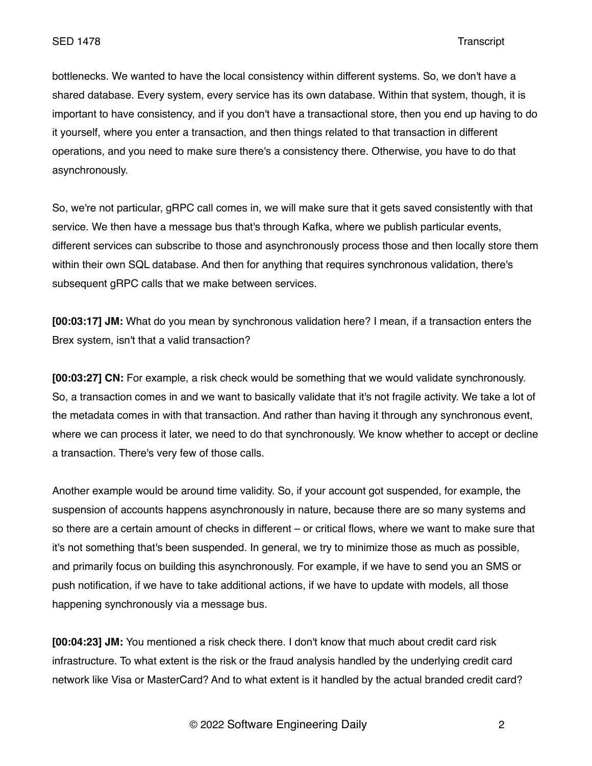bottlenecks. We wanted to have the local consistency within different systems. So, we don't have a shared database. Every system, every service has its own database. Within that system, though, it is important to have consistency, and if you don't have a transactional store, then you end up having to do it yourself, where you enter a transaction, and then things related to that transaction in different operations, and you need to make sure there's a consistency there. Otherwise, you have to do that asynchronously.

So, we're not particular, gRPC call comes in, we will make sure that it gets saved consistently with that service. We then have a message bus that's through Kafka, where we publish particular events, different services can subscribe to those and asynchronously process those and then locally store them within their own SQL database. And then for anything that requires synchronous validation, there's subsequent gRPC calls that we make between services.

**[00:03:17] JM:** What do you mean by synchronous validation here? I mean, if a transaction enters the Brex system, isn't that a valid transaction?

**[00:03:27] CN:** For example, a risk check would be something that we would validate synchronously. So, a transaction comes in and we want to basically validate that it's not fragile activity. We take a lot of the metadata comes in with that transaction. And rather than having it through any synchronous event, where we can process it later, we need to do that synchronously. We know whether to accept or decline a transaction. There's very few of those calls.

Another example would be around time validity. So, if your account got suspended, for example, the suspension of accounts happens asynchronously in nature, because there are so many systems and so there are a certain amount of checks in different – or critical flows, where we want to make sure that it's not something that's been suspended. In general, we try to minimize those as much as possible, and primarily focus on building this asynchronously. For example, if we have to send you an SMS or push notification, if we have to take additional actions, if we have to update with models, all those happening synchronously via a message bus.

**[00:04:23] JM:** You mentioned a risk check there. I don't know that much about credit card risk infrastructure. To what extent is the risk or the fraud analysis handled by the underlying credit card network like Visa or MasterCard? And to what extent is it handled by the actual branded credit card?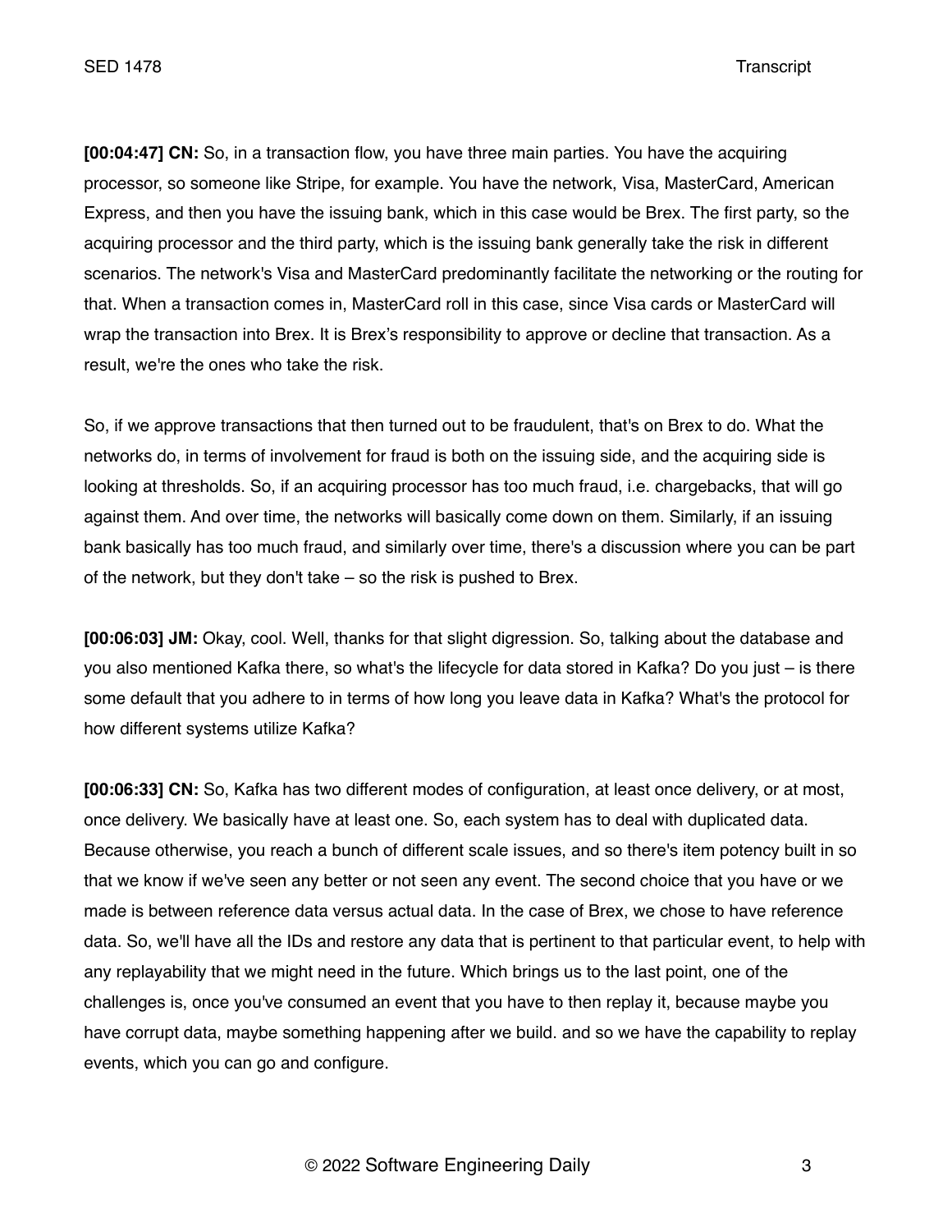**[00:04:47] CN:** So, in a transaction flow, you have three main parties. You have the acquiring processor, so someone like Stripe, for example. You have the network, Visa, MasterCard, American Express, and then you have the issuing bank, which in this case would be Brex. The first party, so the acquiring processor and the third party, which is the issuing bank generally take the risk in different scenarios. The network's Visa and MasterCard predominantly facilitate the networking or the routing for that. When a transaction comes in, MasterCard roll in this case, since Visa cards or MasterCard will wrap the transaction into Brex. It is Brex's responsibility to approve or decline that transaction. As a result, we're the ones who take the risk.

So, if we approve transactions that then turned out to be fraudulent, that's on Brex to do. What the networks do, in terms of involvement for fraud is both on the issuing side, and the acquiring side is looking at thresholds. So, if an acquiring processor has too much fraud, i.e. chargebacks, that will go against them. And over time, the networks will basically come down on them. Similarly, if an issuing bank basically has too much fraud, and similarly over time, there's a discussion where you can be part of the network, but they don't take – so the risk is pushed to Brex.

**[00:06:03] JM:** Okay, cool. Well, thanks for that slight digression. So, talking about the database and you also mentioned Kafka there, so what's the lifecycle for data stored in Kafka? Do you just – is there some default that you adhere to in terms of how long you leave data in Kafka? What's the protocol for how different systems utilize Kafka?

**[00:06:33] CN:** So, Kafka has two different modes of configuration, at least once delivery, or at most, once delivery. We basically have at least one. So, each system has to deal with duplicated data. Because otherwise, you reach a bunch of different scale issues, and so there's item potency built in so that we know if we've seen any better or not seen any event. The second choice that you have or we made is between reference data versus actual data. In the case of Brex, we chose to have reference data. So, we'll have all the IDs and restore any data that is pertinent to that particular event, to help with any replayability that we might need in the future. Which brings us to the last point, one of the challenges is, once you've consumed an event that you have to then replay it, because maybe you have corrupt data, maybe something happening after we build. and so we have the capability to replay events, which you can go and configure.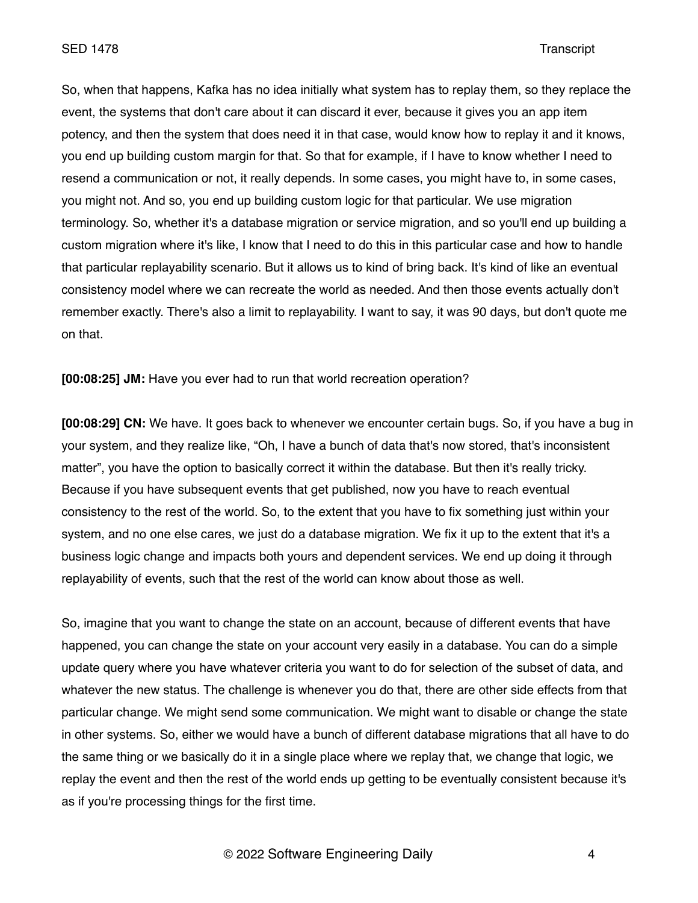So, when that happens, Kafka has no idea initially what system has to replay them, so they replace the event, the systems that don't care about it can discard it ever, because it gives you an app item potency, and then the system that does need it in that case, would know how to replay it and it knows, you end up building custom margin for that. So that for example, if I have to know whether I need to resend a communication or not, it really depends. In some cases, you might have to, in some cases, you might not. And so, you end up building custom logic for that particular. We use migration terminology. So, whether it's a database migration or service migration, and so you'll end up building a custom migration where it's like, I know that I need to do this in this particular case and how to handle that particular replayability scenario. But it allows us to kind of bring back. It's kind of like an eventual consistency model where we can recreate the world as needed. And then those events actually don't remember exactly. There's also a limit to replayability. I want to say, it was 90 days, but don't quote me on that.

**[00:08:25] JM:** Have you ever had to run that world recreation operation?

**[00:08:29] CN:** We have. It goes back to whenever we encounter certain bugs. So, if you have a bug in your system, and they realize like, "Oh, I have a bunch of data that's now stored, that's inconsistent matter", you have the option to basically correct it within the database. But then it's really tricky. Because if you have subsequent events that get published, now you have to reach eventual consistency to the rest of the world. So, to the extent that you have to fix something just within your system, and no one else cares, we just do a database migration. We fix it up to the extent that it's a business logic change and impacts both yours and dependent services. We end up doing it through replayability of events, such that the rest of the world can know about those as well.

So, imagine that you want to change the state on an account, because of different events that have happened, you can change the state on your account very easily in a database. You can do a simple update query where you have whatever criteria you want to do for selection of the subset of data, and whatever the new status. The challenge is whenever you do that, there are other side effects from that particular change. We might send some communication. We might want to disable or change the state in other systems. So, either we would have a bunch of different database migrations that all have to do the same thing or we basically do it in a single place where we replay that, we change that logic, we replay the event and then the rest of the world ends up getting to be eventually consistent because it's as if you're processing things for the first time.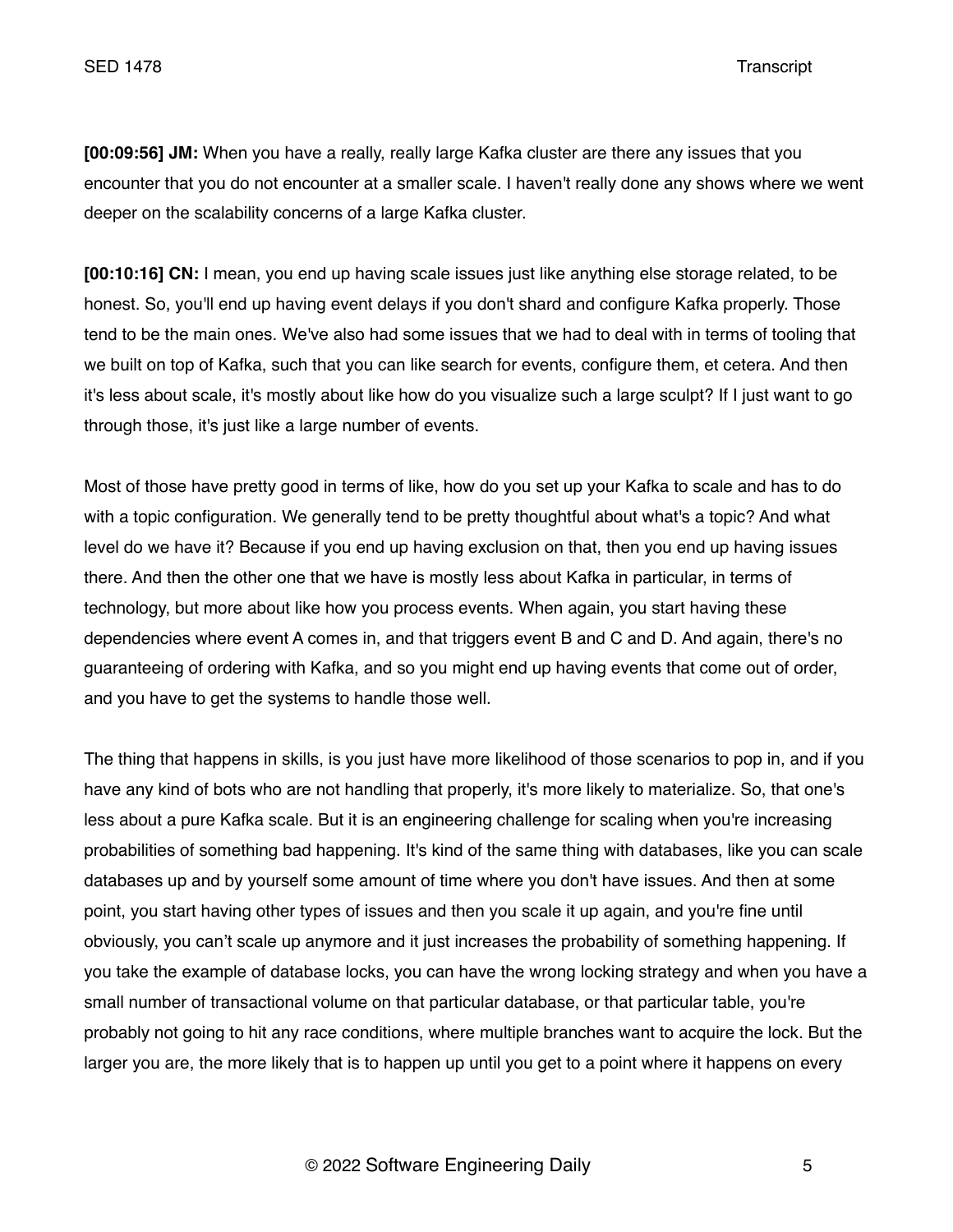**[00:09:56] JM:** When you have a really, really large Kafka cluster are there any issues that you encounter that you do not encounter at a smaller scale. I haven't really done any shows where we went deeper on the scalability concerns of a large Kafka cluster.

**[00:10:16] CN:** I mean, you end up having scale issues just like anything else storage related, to be honest. So, you'll end up having event delays if you don't shard and configure Kafka properly. Those tend to be the main ones. We've also had some issues that we had to deal with in terms of tooling that we built on top of Kafka, such that you can like search for events, configure them, et cetera. And then it's less about scale, it's mostly about like how do you visualize such a large sculpt? If I just want to go through those, it's just like a large number of events.

Most of those have pretty good in terms of like, how do you set up your Kafka to scale and has to do with a topic configuration. We generally tend to be pretty thoughtful about what's a topic? And what level do we have it? Because if you end up having exclusion on that, then you end up having issues there. And then the other one that we have is mostly less about Kafka in particular, in terms of technology, but more about like how you process events. When again, you start having these dependencies where event A comes in, and that triggers event B and C and D. And again, there's no guaranteeing of ordering with Kafka, and so you might end up having events that come out of order, and you have to get the systems to handle those well.

The thing that happens in skills, is you just have more likelihood of those scenarios to pop in, and if you have any kind of bots who are not handling that properly, it's more likely to materialize. So, that one's less about a pure Kafka scale. But it is an engineering challenge for scaling when you're increasing probabilities of something bad happening. It's kind of the same thing with databases, like you can scale databases up and by yourself some amount of time where you don't have issues. And then at some point, you start having other types of issues and then you scale it up again, and you're fine until obviously, you can't scale up anymore and it just increases the probability of something happening. If you take the example of database locks, you can have the wrong locking strategy and when you have a small number of transactional volume on that particular database, or that particular table, you're probably not going to hit any race conditions, where multiple branches want to acquire the lock. But the larger you are, the more likely that is to happen up until you get to a point where it happens on every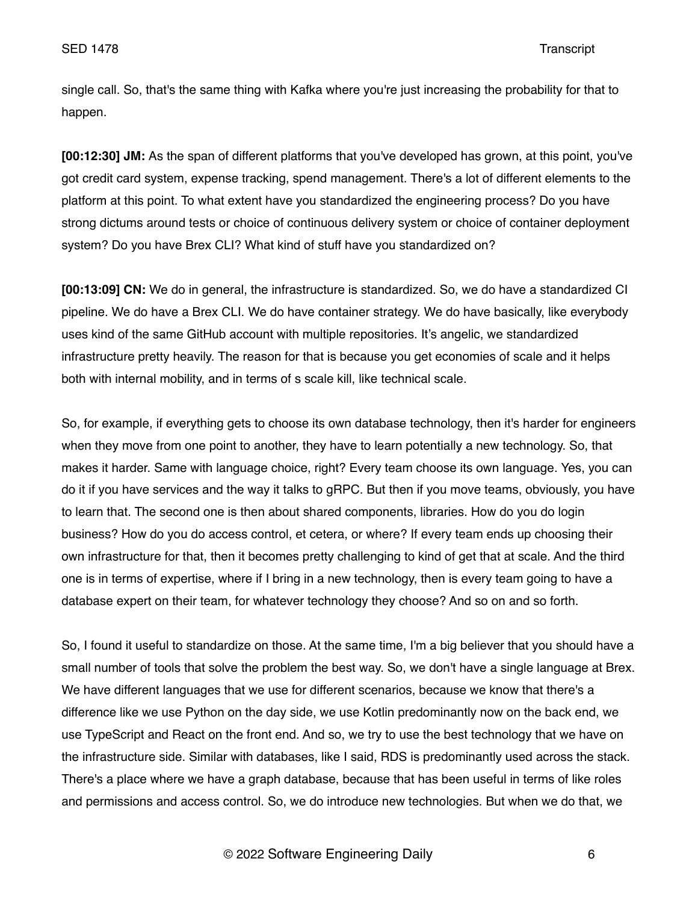single call. So, that's the same thing with Kafka where you're just increasing the probability for that to happen.

**[00:12:30] JM:** As the span of different platforms that you've developed has grown, at this point, you've got credit card system, expense tracking, spend management. There's a lot of different elements to the platform at this point. To what extent have you standardized the engineering process? Do you have strong dictums around tests or choice of continuous delivery system or choice of container deployment system? Do you have Brex CLI? What kind of stuff have you standardized on?

**[00:13:09] CN:** We do in general, the infrastructure is standardized. So, we do have a standardized CI pipeline. We do have a Brex CLI. We do have container strategy. We do have basically, like everybody uses kind of the same GitHub account with multiple repositories. It's angelic, we standardized infrastructure pretty heavily. The reason for that is because you get economies of scale and it helps both with internal mobility, and in terms of s scale kill, like technical scale.

So, for example, if everything gets to choose its own database technology, then it's harder for engineers when they move from one point to another, they have to learn potentially a new technology. So, that makes it harder. Same with language choice, right? Every team choose its own language. Yes, you can do it if you have services and the way it talks to gRPC. But then if you move teams, obviously, you have to learn that. The second one is then about shared components, libraries. How do you do login business? How do you do access control, et cetera, or where? If every team ends up choosing their own infrastructure for that, then it becomes pretty challenging to kind of get that at scale. And the third one is in terms of expertise, where if I bring in a new technology, then is every team going to have a database expert on their team, for whatever technology they choose? And so on and so forth.

So, I found it useful to standardize on those. At the same time, I'm a big believer that you should have a small number of tools that solve the problem the best way. So, we don't have a single language at Brex. We have different languages that we use for different scenarios, because we know that there's a difference like we use Python on the day side, we use Kotlin predominantly now on the back end, we use TypeScript and React on the front end. And so, we try to use the best technology that we have on the infrastructure side. Similar with databases, like I said, RDS is predominantly used across the stack. There's a place where we have a graph database, because that has been useful in terms of like roles and permissions and access control. So, we do introduce new technologies. But when we do that, we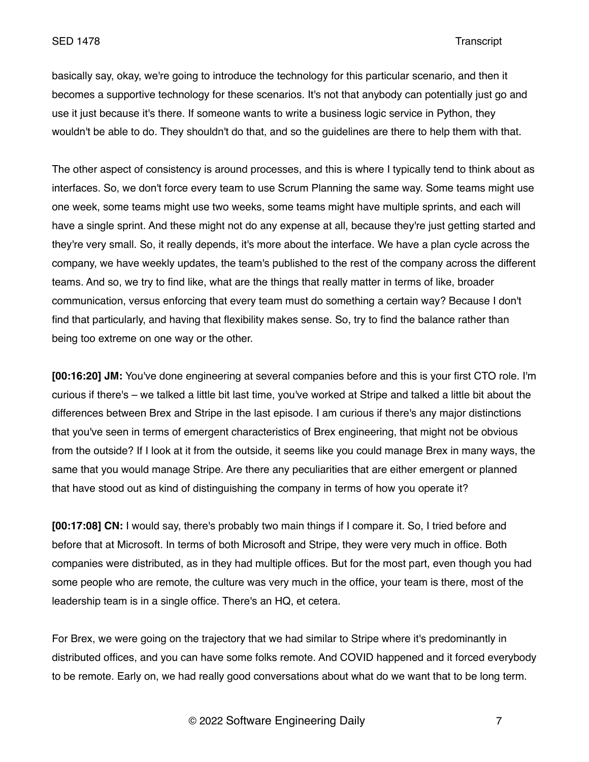basically say, okay, we're going to introduce the technology for this particular scenario, and then it becomes a supportive technology for these scenarios. It's not that anybody can potentially just go and use it just because it's there. If someone wants to write a business logic service in Python, they wouldn't be able to do. They shouldn't do that, and so the guidelines are there to help them with that.

The other aspect of consistency is around processes, and this is where I typically tend to think about as interfaces. So, we don't force every team to use Scrum Planning the same way. Some teams might use one week, some teams might use two weeks, some teams might have multiple sprints, and each will have a single sprint. And these might not do any expense at all, because they're just getting started and they're very small. So, it really depends, it's more about the interface. We have a plan cycle across the company, we have weekly updates, the team's published to the rest of the company across the different teams. And so, we try to find like, what are the things that really matter in terms of like, broader communication, versus enforcing that every team must do something a certain way? Because I don't find that particularly, and having that flexibility makes sense. So, try to find the balance rather than being too extreme on one way or the other.

**[00:16:20] JM:** You've done engineering at several companies before and this is your first CTO role. I'm curious if there's – we talked a little bit last time, you've worked at Stripe and talked a little bit about the differences between Brex and Stripe in the last episode. I am curious if there's any major distinctions that you've seen in terms of emergent characteristics of Brex engineering, that might not be obvious from the outside? If I look at it from the outside, it seems like you could manage Brex in many ways, the same that you would manage Stripe. Are there any peculiarities that are either emergent or planned that have stood out as kind of distinguishing the company in terms of how you operate it?

**[00:17:08] CN:** I would say, there's probably two main things if I compare it. So, I tried before and before that at Microsoft. In terms of both Microsoft and Stripe, they were very much in office. Both companies were distributed, as in they had multiple offices. But for the most part, even though you had some people who are remote, the culture was very much in the office, your team is there, most of the leadership team is in a single office. There's an HQ, et cetera.

For Brex, we were going on the trajectory that we had similar to Stripe where it's predominantly in distributed offices, and you can have some folks remote. And COVID happened and it forced everybody to be remote. Early on, we had really good conversations about what do we want that to be long term.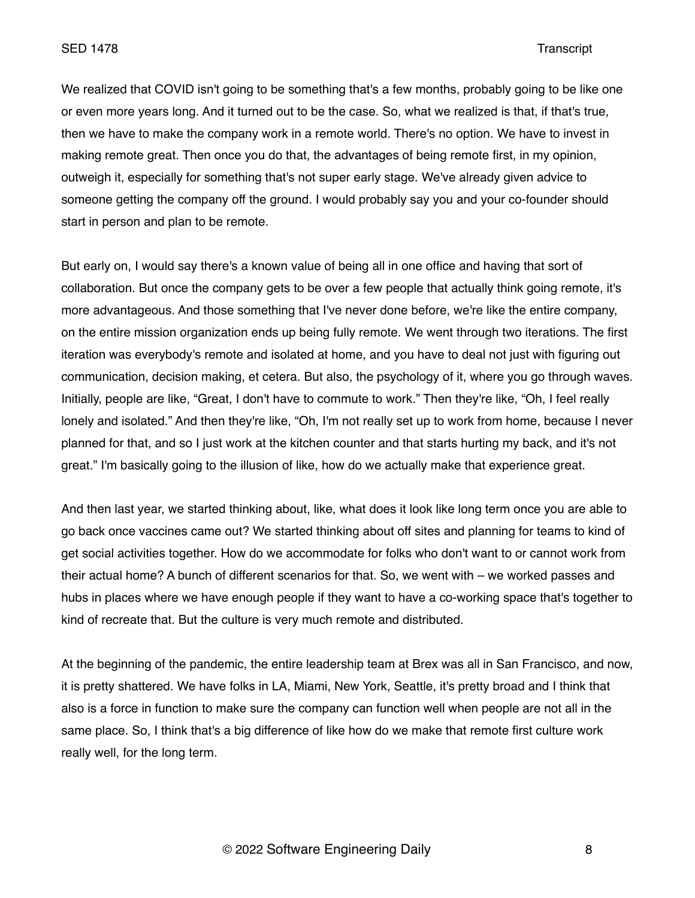We realized that COVID isn't going to be something that's a few months, probably going to be like one or even more years long. And it turned out to be the case. So, what we realized is that, if that's true, then we have to make the company work in a remote world. There's no option. We have to invest in making remote great. Then once you do that, the advantages of being remote first, in my opinion, outweigh it, especially for something that's not super early stage. We've already given advice to someone getting the company off the ground. I would probably say you and your co-founder should start in person and plan to be remote.

But early on, I would say there's a known value of being all in one office and having that sort of collaboration. But once the company gets to be over a few people that actually think going remote, it's more advantageous. And those something that I've never done before, we're like the entire company, on the entire mission organization ends up being fully remote. We went through two iterations. The first iteration was everybody's remote and isolated at home, and you have to deal not just with figuring out communication, decision making, et cetera. But also, the psychology of it, where you go through waves. Initially, people are like, "Great, I don't have to commute to work." Then they're like, "Oh, I feel really lonely and isolated." And then they're like, "Oh, I'm not really set up to work from home, because I never planned for that, and so I just work at the kitchen counter and that starts hurting my back, and it's not great." I'm basically going to the illusion of like, how do we actually make that experience great.

And then last year, we started thinking about, like, what does it look like long term once you are able to go back once vaccines came out? We started thinking about off sites and planning for teams to kind of get social activities together. How do we accommodate for folks who don't want to or cannot work from their actual home? A bunch of different scenarios for that. So, we went with – we worked passes and hubs in places where we have enough people if they want to have a co-working space that's together to kind of recreate that. But the culture is very much remote and distributed.

At the beginning of the pandemic, the entire leadership team at Brex was all in San Francisco, and now, it is pretty shattered. We have folks in LA, Miami, New York, Seattle, it's pretty broad and I think that also is a force in function to make sure the company can function well when people are not all in the same place. So, I think that's a big difference of like how do we make that remote first culture work really well, for the long term.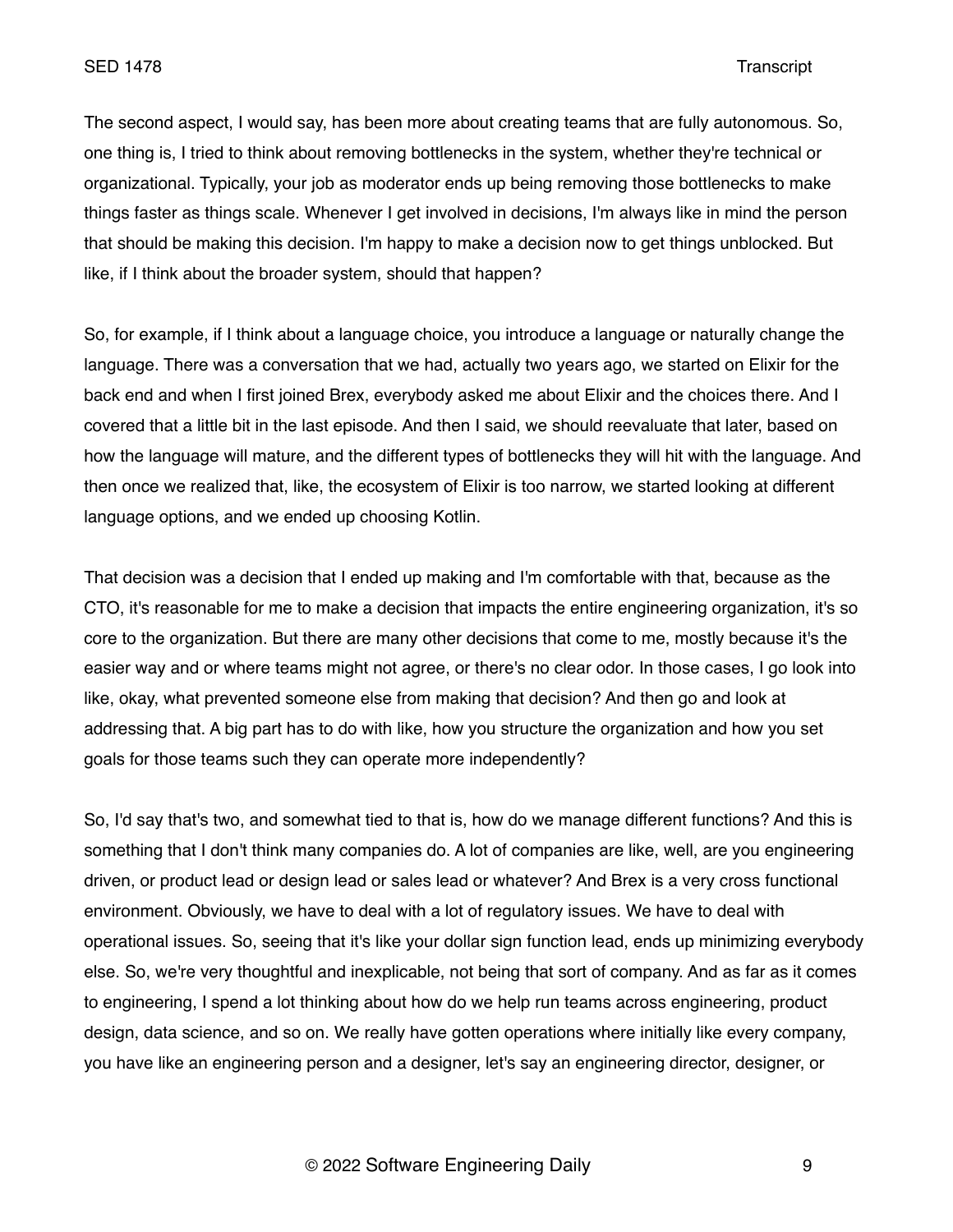The second aspect, I would say, has been more about creating teams that are fully autonomous. So, one thing is, I tried to think about removing bottlenecks in the system, whether they're technical or organizational. Typically, your job as moderator ends up being removing those bottlenecks to make things faster as things scale. Whenever I get involved in decisions, I'm always like in mind the person that should be making this decision. I'm happy to make a decision now to get things unblocked. But like, if I think about the broader system, should that happen?

So, for example, if I think about a language choice, you introduce a language or naturally change the language. There was a conversation that we had, actually two years ago, we started on Elixir for the back end and when I first joined Brex, everybody asked me about Elixir and the choices there. And I covered that a little bit in the last episode. And then I said, we should reevaluate that later, based on how the language will mature, and the different types of bottlenecks they will hit with the language. And then once we realized that, like, the ecosystem of Elixir is too narrow, we started looking at different language options, and we ended up choosing Kotlin.

That decision was a decision that I ended up making and I'm comfortable with that, because as the CTO, it's reasonable for me to make a decision that impacts the entire engineering organization, it's so core to the organization. But there are many other decisions that come to me, mostly because it's the easier way and or where teams might not agree, or there's no clear odor. In those cases, I go look into like, okay, what prevented someone else from making that decision? And then go and look at addressing that. A big part has to do with like, how you structure the organization and how you set goals for those teams such they can operate more independently?

So, I'd say that's two, and somewhat tied to that is, how do we manage different functions? And this is something that I don't think many companies do. A lot of companies are like, well, are you engineering driven, or product lead or design lead or sales lead or whatever? And Brex is a very cross functional environment. Obviously, we have to deal with a lot of regulatory issues. We have to deal with operational issues. So, seeing that it's like your dollar sign function lead, ends up minimizing everybody else. So, we're very thoughtful and inexplicable, not being that sort of company. And as far as it comes to engineering, I spend a lot thinking about how do we help run teams across engineering, product design, data science, and so on. We really have gotten operations where initially like every company, you have like an engineering person and a designer, let's say an engineering director, designer, or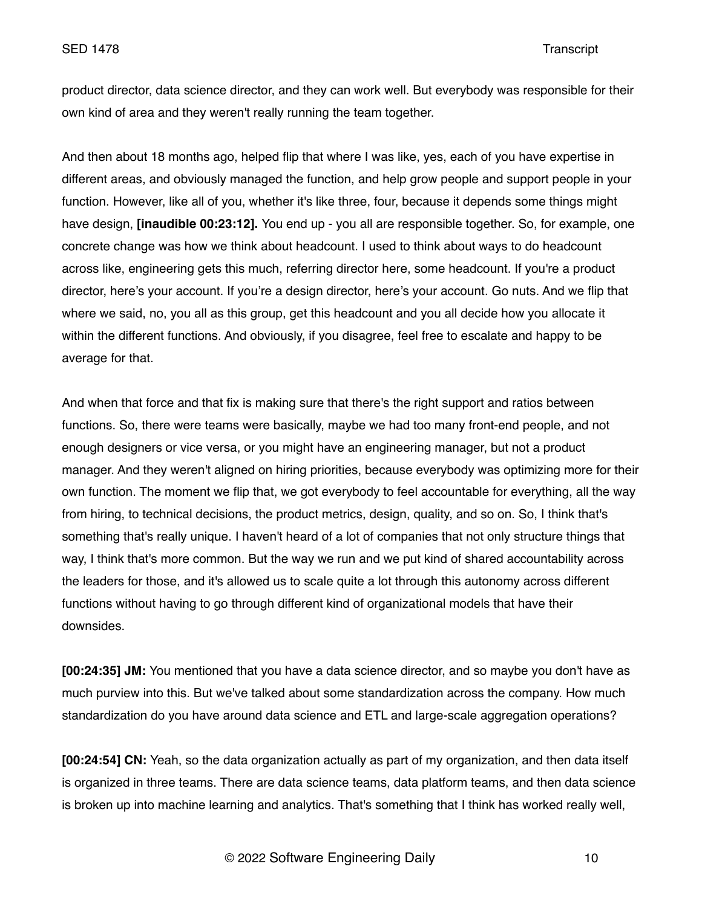product director, data science director, and they can work well. But everybody was responsible for their own kind of area and they weren't really running the team together.

And then about 18 months ago, helped flip that where I was like, yes, each of you have expertise in different areas, and obviously managed the function, and help grow people and support people in your function. However, like all of you, whether it's like three, four, because it depends some things might have design, **[inaudible 00:23:12].** You end up - you all are responsible together. So, for example, one concrete change was how we think about headcount. I used to think about ways to do headcount across like, engineering gets this much, referring director here, some headcount. If you're a product director, here's your account. If you're a design director, here's your account. Go nuts. And we flip that where we said, no, you all as this group, get this headcount and you all decide how you allocate it within the different functions. And obviously, if you disagree, feel free to escalate and happy to be average for that.

And when that force and that fix is making sure that there's the right support and ratios between functions. So, there were teams were basically, maybe we had too many front-end people, and not enough designers or vice versa, or you might have an engineering manager, but not a product manager. And they weren't aligned on hiring priorities, because everybody was optimizing more for their own function. The moment we flip that, we got everybody to feel accountable for everything, all the way from hiring, to technical decisions, the product metrics, design, quality, and so on. So, I think that's something that's really unique. I haven't heard of a lot of companies that not only structure things that way, I think that's more common. But the way we run and we put kind of shared accountability across the leaders for those, and it's allowed us to scale quite a lot through this autonomy across different functions without having to go through different kind of organizational models that have their downsides.

**[00:24:35] JM:** You mentioned that you have a data science director, and so maybe you don't have as much purview into this. But we've talked about some standardization across the company. How much standardization do you have around data science and ETL and large-scale aggregation operations?

**[00:24:54] CN:** Yeah, so the data organization actually as part of my organization, and then data itself is organized in three teams. There are data science teams, data platform teams, and then data science is broken up into machine learning and analytics. That's something that I think has worked really well,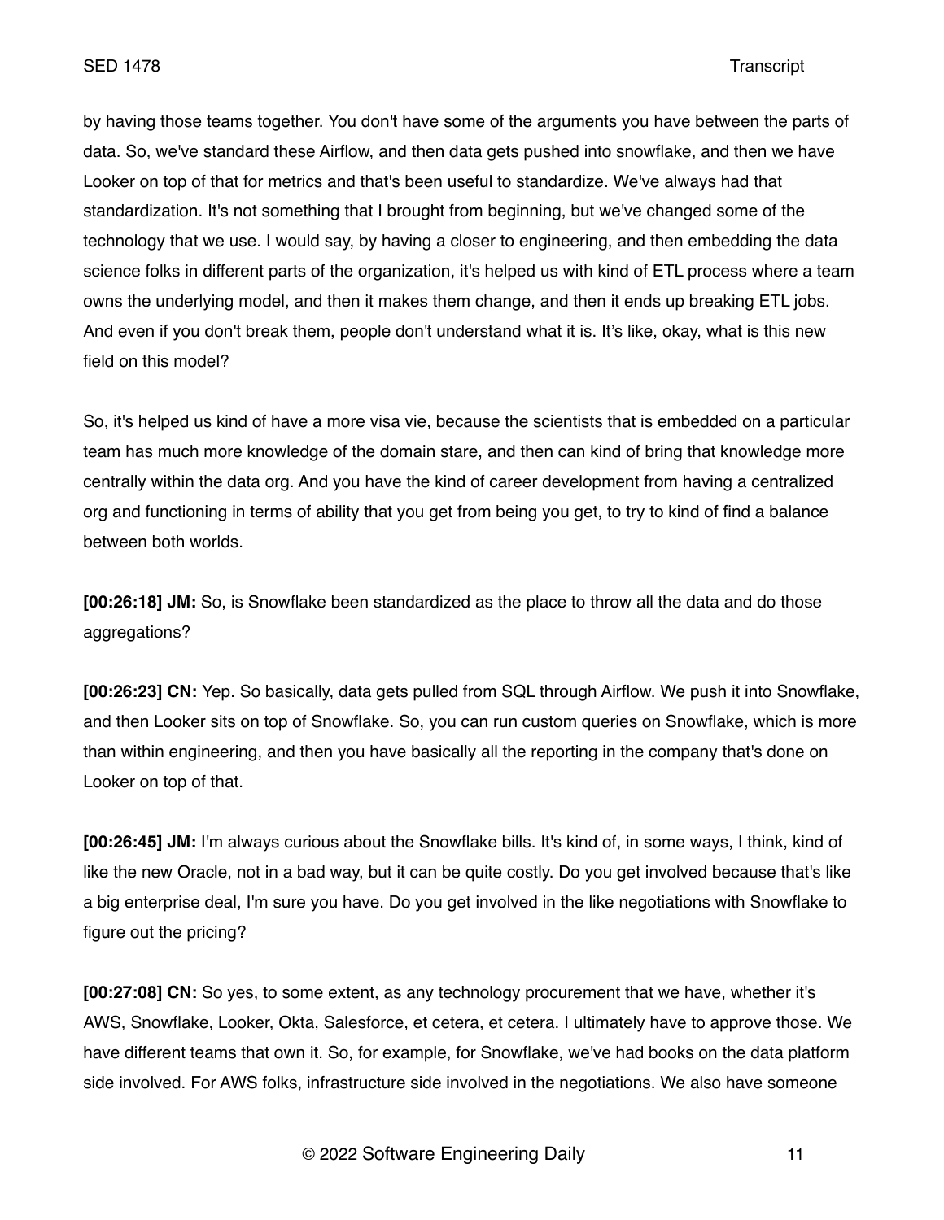by having those teams together. You don't have some of the arguments you have between the parts of data. So, we've standard these Airflow, and then data gets pushed into snowflake, and then we have Looker on top of that for metrics and that's been useful to standardize. We've always had that standardization. It's not something that I brought from beginning, but we've changed some of the technology that we use. I would say, by having a closer to engineering, and then embedding the data science folks in different parts of the organization, it's helped us with kind of ETL process where a team owns the underlying model, and then it makes them change, and then it ends up breaking ETL jobs. And even if you don't break them, people don't understand what it is. It's like, okay, what is this new field on this model?

So, it's helped us kind of have a more visa vie, because the scientists that is embedded on a particular team has much more knowledge of the domain stare, and then can kind of bring that knowledge more centrally within the data org. And you have the kind of career development from having a centralized org and functioning in terms of ability that you get from being you get, to try to kind of find a balance between both worlds.

**[00:26:18] JM:** So, is Snowflake been standardized as the place to throw all the data and do those aggregations?

**[00:26:23] CN:** Yep. So basically, data gets pulled from SQL through Airflow. We push it into Snowflake, and then Looker sits on top of Snowflake. So, you can run custom queries on Snowflake, which is more than within engineering, and then you have basically all the reporting in the company that's done on Looker on top of that.

**[00:26:45] JM:** I'm always curious about the Snowflake bills. It's kind of, in some ways, I think, kind of like the new Oracle, not in a bad way, but it can be quite costly. Do you get involved because that's like a big enterprise deal, I'm sure you have. Do you get involved in the like negotiations with Snowflake to figure out the pricing?

**[00:27:08] CN:** So yes, to some extent, as any technology procurement that we have, whether it's AWS, Snowflake, Looker, Okta, Salesforce, et cetera, et cetera. I ultimately have to approve those. We have different teams that own it. So, for example, for Snowflake, we've had books on the data platform side involved. For AWS folks, infrastructure side involved in the negotiations. We also have someone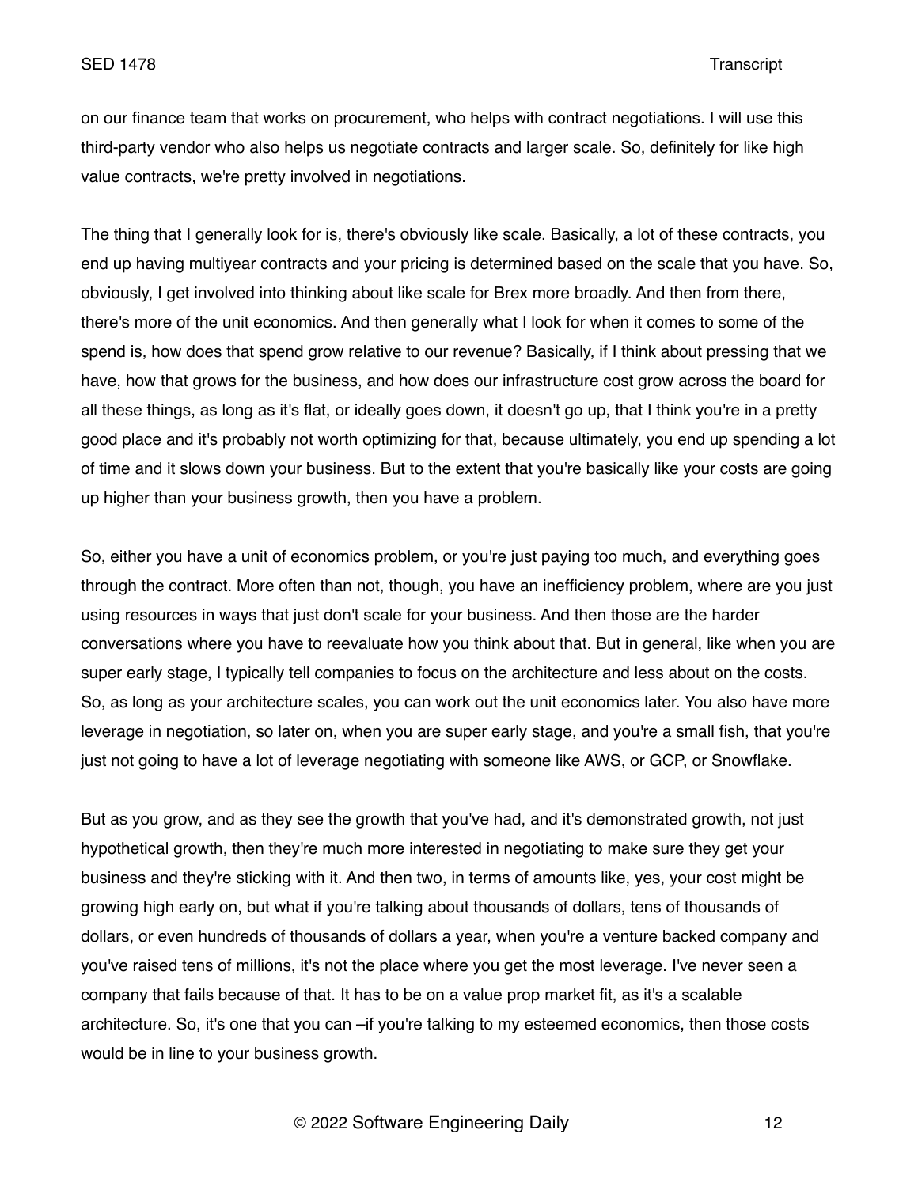on our finance team that works on procurement, who helps with contract negotiations. I will use this third-party vendor who also helps us negotiate contracts and larger scale. So, definitely for like high value contracts, we're pretty involved in negotiations.

The thing that I generally look for is, there's obviously like scale. Basically, a lot of these contracts, you end up having multiyear contracts and your pricing is determined based on the scale that you have. So, obviously, I get involved into thinking about like scale for Brex more broadly. And then from there, there's more of the unit economics. And then generally what I look for when it comes to some of the spend is, how does that spend grow relative to our revenue? Basically, if I think about pressing that we have, how that grows for the business, and how does our infrastructure cost grow across the board for all these things, as long as it's flat, or ideally goes down, it doesn't go up, that I think you're in a pretty good place and it's probably not worth optimizing for that, because ultimately, you end up spending a lot of time and it slows down your business. But to the extent that you're basically like your costs are going up higher than your business growth, then you have a problem.

So, either you have a unit of economics problem, or you're just paying too much, and everything goes through the contract. More often than not, though, you have an inefficiency problem, where are you just using resources in ways that just don't scale for your business. And then those are the harder conversations where you have to reevaluate how you think about that. But in general, like when you are super early stage, I typically tell companies to focus on the architecture and less about on the costs. So, as long as your architecture scales, you can work out the unit economics later. You also have more leverage in negotiation, so later on, when you are super early stage, and you're a small fish, that you're just not going to have a lot of leverage negotiating with someone like AWS, or GCP, or Snowflake.

But as you grow, and as they see the growth that you've had, and it's demonstrated growth, not just hypothetical growth, then they're much more interested in negotiating to make sure they get your business and they're sticking with it. And then two, in terms of amounts like, yes, your cost might be growing high early on, but what if you're talking about thousands of dollars, tens of thousands of dollars, or even hundreds of thousands of dollars a year, when you're a venture backed company and you've raised tens of millions, it's not the place where you get the most leverage. I've never seen a company that fails because of that. It has to be on a value prop market fit, as it's a scalable architecture. So, it's one that you can –if you're talking to my esteemed economics, then those costs would be in line to your business growth.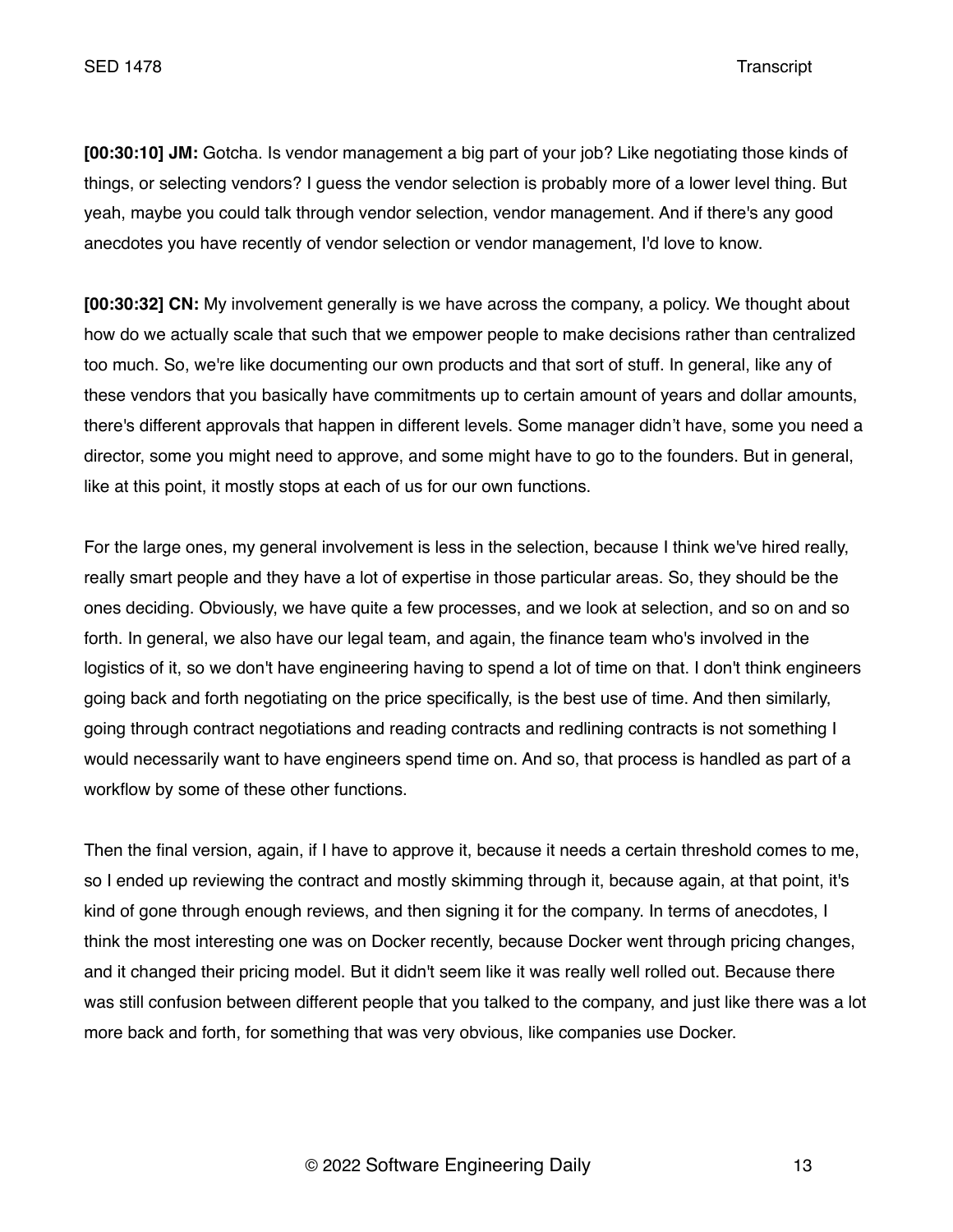**[00:30:10] JM:** Gotcha. Is vendor management a big part of your job? Like negotiating those kinds of things, or selecting vendors? I guess the vendor selection is probably more of a lower level thing. But yeah, maybe you could talk through vendor selection, vendor management. And if there's any good anecdotes you have recently of vendor selection or vendor management, I'd love to know.

**[00:30:32] CN:** My involvement generally is we have across the company, a policy. We thought about how do we actually scale that such that we empower people to make decisions rather than centralized too much. So, we're like documenting our own products and that sort of stuff. In general, like any of these vendors that you basically have commitments up to certain amount of years and dollar amounts, there's different approvals that happen in different levels. Some manager didn't have, some you need a director, some you might need to approve, and some might have to go to the founders. But in general, like at this point, it mostly stops at each of us for our own functions.

For the large ones, my general involvement is less in the selection, because I think we've hired really, really smart people and they have a lot of expertise in those particular areas. So, they should be the ones deciding. Obviously, we have quite a few processes, and we look at selection, and so on and so forth. In general, we also have our legal team, and again, the finance team who's involved in the logistics of it, so we don't have engineering having to spend a lot of time on that. I don't think engineers going back and forth negotiating on the price specifically, is the best use of time. And then similarly, going through contract negotiations and reading contracts and redlining contracts is not something I would necessarily want to have engineers spend time on. And so, that process is handled as part of a workflow by some of these other functions.

Then the final version, again, if I have to approve it, because it needs a certain threshold comes to me, so I ended up reviewing the contract and mostly skimming through it, because again, at that point, it's kind of gone through enough reviews, and then signing it for the company. In terms of anecdotes, I think the most interesting one was on Docker recently, because Docker went through pricing changes, and it changed their pricing model. But it didn't seem like it was really well rolled out. Because there was still confusion between different people that you talked to the company, and just like there was a lot more back and forth, for something that was very obvious, like companies use Docker.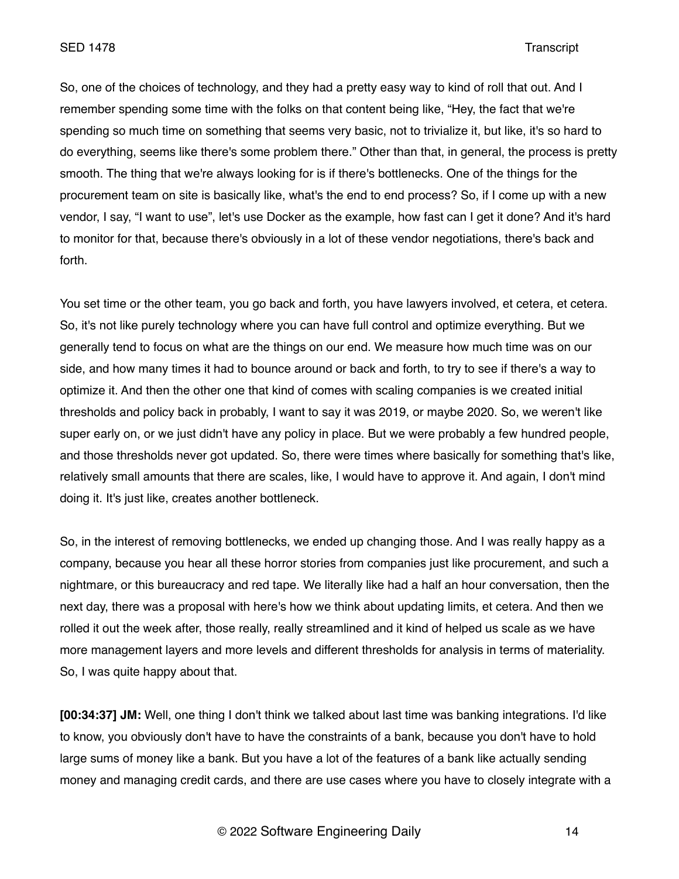So, one of the choices of technology, and they had a pretty easy way to kind of roll that out. And I remember spending some time with the folks on that content being like, “Hey, the fact that we're spending so much time on something that seems very basic, not to trivialize it, but like, it's so hard to do everything, seems like there's some problem there.” Other than that, in general, the process is pretty smooth. The thing that we're always looking for is if there's bottlenecks. One of the things for the procurement team on site is basically like, what's the end to end process? So, if I come up with a new vendor, I say, “I want to use”, let's use Docker as the example, how fast can I get it done? And it's hard to monitor for that, because there's obviously in a lot of these vendor negotiations, there's back and forth.

You set time or the other team, you go back and forth, you have lawyers involved, et cetera, et cetera. So, it's not like purely technology where you can have full control and optimize everything. But we generally tend to focus on what are the things on our end. We measure how much time was on our side, and how many times it had to bounce around or back and forth, to try to see if there's a way to optimize it. And then the other one that kind of comes with scaling companies is we created initial thresholds and policy back in probably, I want to say it was 2019, or maybe 2020. So, we weren't like super early on, or we just didn't have any policy in place. But we were probably a few hundred people, and those thresholds never got updated. So, there were times where basically for something that's like, relatively small amounts that there are scales, like, I would have to approve it. And again, I don't mind doing it. It's just like, creates another bottleneck.

So, in the interest of removing bottlenecks, we ended up changing those. And I was really happy as a company, because you hear all these horror stories from companies just like procurement, and such a nightmare, or this bureaucracy and red tape. We literally like had a half an hour conversation, then the next day, there was a proposal with here's how we think about updating limits, et cetera. And then we rolled it out the week after, those really, really streamlined and it kind of helped us scale as we have more management layers and more levels and different thresholds for analysis in terms of materiality. So, I was quite happy about that.

**[00:34:37] JM:** Well, one thing I don't think we talked about last time was banking integrations. I'd like to know, you obviously don't have to have the constraints of a bank, because you don't have to hold large sums of money like a bank. But you have a lot of the features of a bank like actually sending money and managing credit cards, and there are use cases where you have to closely integrate with a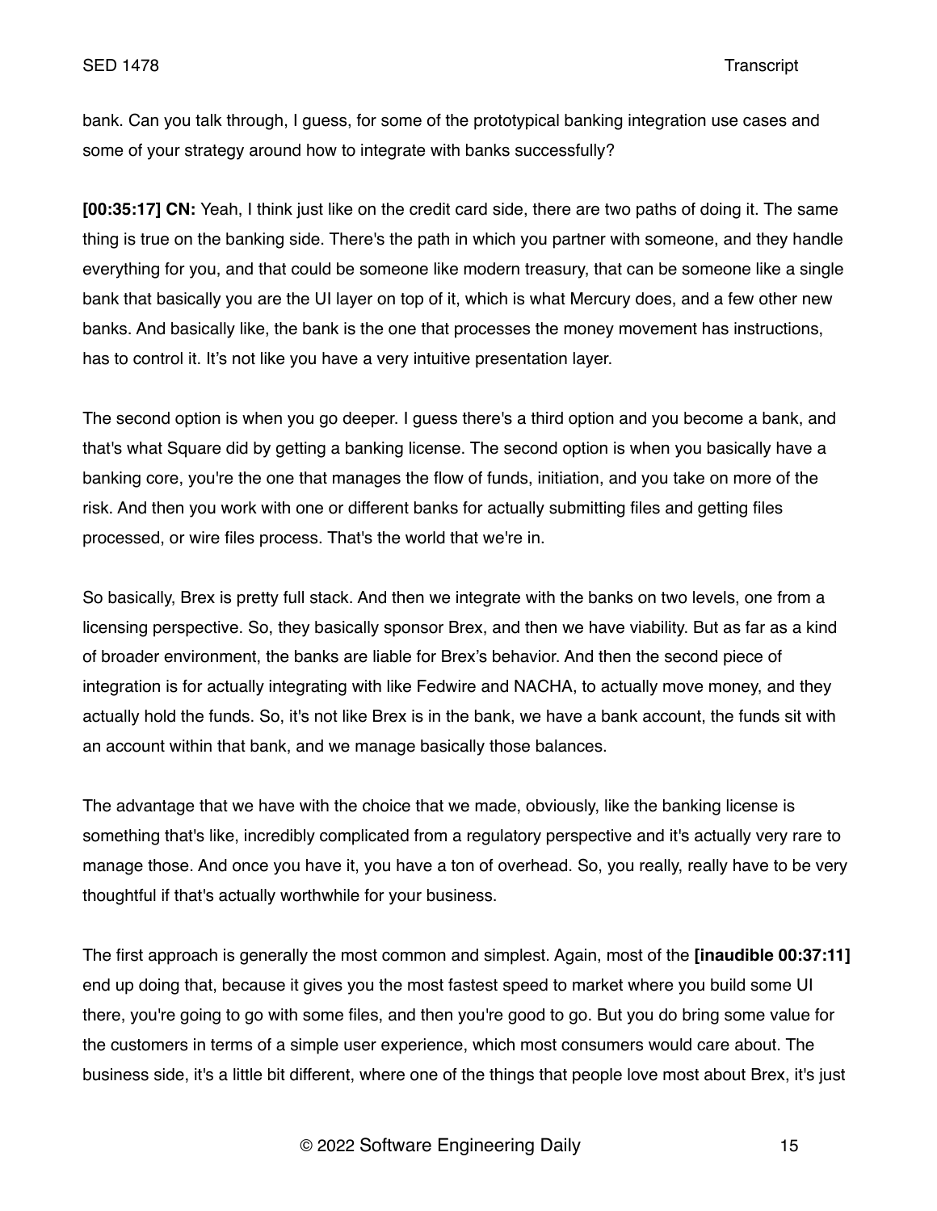bank. Can you talk through, I guess, for some of the prototypical banking integration use cases and some of your strategy around how to integrate with banks successfully?

**[00:35:17] CN:** Yeah, I think just like on the credit card side, there are two paths of doing it. The same thing is true on the banking side. There's the path in which you partner with someone, and they handle everything for you, and that could be someone like modern treasury, that can be someone like a single bank that basically you are the UI layer on top of it, which is what Mercury does, and a few other new banks. And basically like, the bank is the one that processes the money movement has instructions, has to control it. It's not like you have a very intuitive presentation layer.

The second option is when you go deeper. I guess there's a third option and you become a bank, and that's what Square did by getting a banking license. The second option is when you basically have a banking core, you're the one that manages the flow of funds, initiation, and you take on more of the risk. And then you work with one or different banks for actually submitting files and getting files processed, or wire files process. That's the world that we're in.

So basically, Brex is pretty full stack. And then we integrate with the banks on two levels, one from a licensing perspective. So, they basically sponsor Brex, and then we have viability. But as far as a kind of broader environment, the banks are liable for Brex's behavior. And then the second piece of integration is for actually integrating with like Fedwire and NACHA, to actually move money, and they actually hold the funds. So, it's not like Brex is in the bank, we have a bank account, the funds sit with an account within that bank, and we manage basically those balances.

The advantage that we have with the choice that we made, obviously, like the banking license is something that's like, incredibly complicated from a regulatory perspective and it's actually very rare to manage those. And once you have it, you have a ton of overhead. So, you really, really have to be very thoughtful if that's actually worthwhile for your business.

The first approach is generally the most common and simplest. Again, most of the **[inaudible 00:37:11]** end up doing that, because it gives you the most fastest speed to market where you build some UI there, you're going to go with some files, and then you're good to go. But you do bring some value for the customers in terms of a simple user experience, which most consumers would care about. The business side, it's a little bit different, where one of the things that people love most about Brex, it's just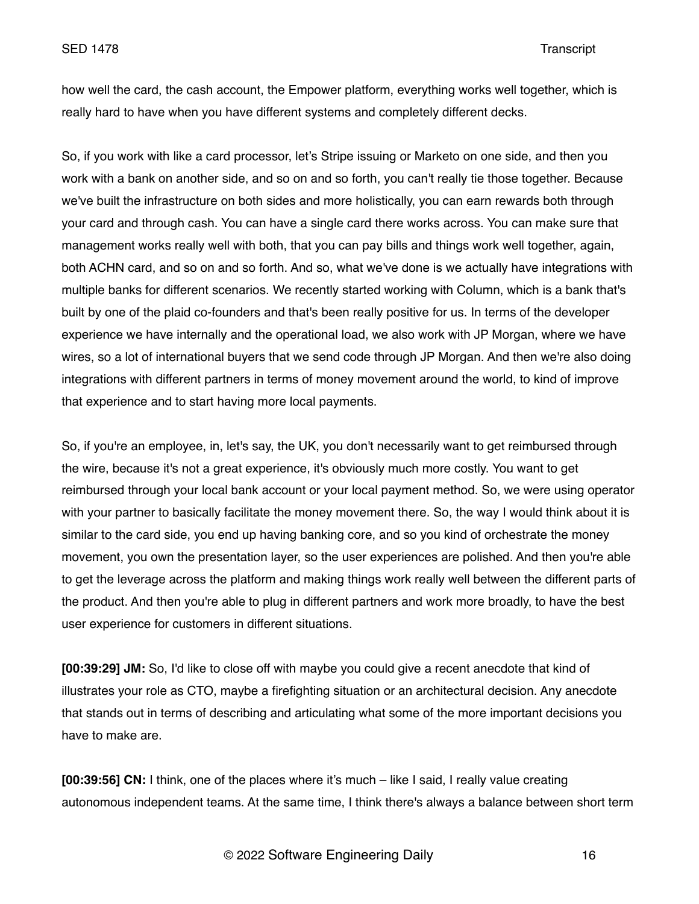how well the card, the cash account, the Empower platform, everything works well together, which is really hard to have when you have different systems and completely different decks.

So, if you work with like a card processor, let's Stripe issuing or Marketo on one side, and then you work with a bank on another side, and so on and so forth, you can't really tie those together. Because we've built the infrastructure on both sides and more holistically, you can earn rewards both through your card and through cash. You can have a single card there works across. You can make sure that management works really well with both, that you can pay bills and things work well together, again, both ACHN card, and so on and so forth. And so, what we've done is we actually have integrations with multiple banks for different scenarios. We recently started working with Column, which is a bank that's built by one of the plaid co-founders and that's been really positive for us. In terms of the developer experience we have internally and the operational load, we also work with JP Morgan, where we have wires, so a lot of international buyers that we send code through JP Morgan. And then we're also doing integrations with different partners in terms of money movement around the world, to kind of improve that experience and to start having more local payments.

So, if you're an employee, in, let's say, the UK, you don't necessarily want to get reimbursed through the wire, because it's not a great experience, it's obviously much more costly. You want to get reimbursed through your local bank account or your local payment method. So, we were using operator with your partner to basically facilitate the money movement there. So, the way I would think about it is similar to the card side, you end up having banking core, and so you kind of orchestrate the money movement, you own the presentation layer, so the user experiences are polished. And then you're able to get the leverage across the platform and making things work really well between the different parts of the product. And then you're able to plug in different partners and work more broadly, to have the best user experience for customers in different situations.

**[00:39:29] JM:** So, I'd like to close off with maybe you could give a recent anecdote that kind of illustrates your role as CTO, maybe a firefighting situation or an architectural decision. Any anecdote that stands out in terms of describing and articulating what some of the more important decisions you have to make are.

**[00:39:56] CN:** I think, one of the places where it's much – like I said, I really value creating autonomous independent teams. At the same time, I think there's always a balance between short term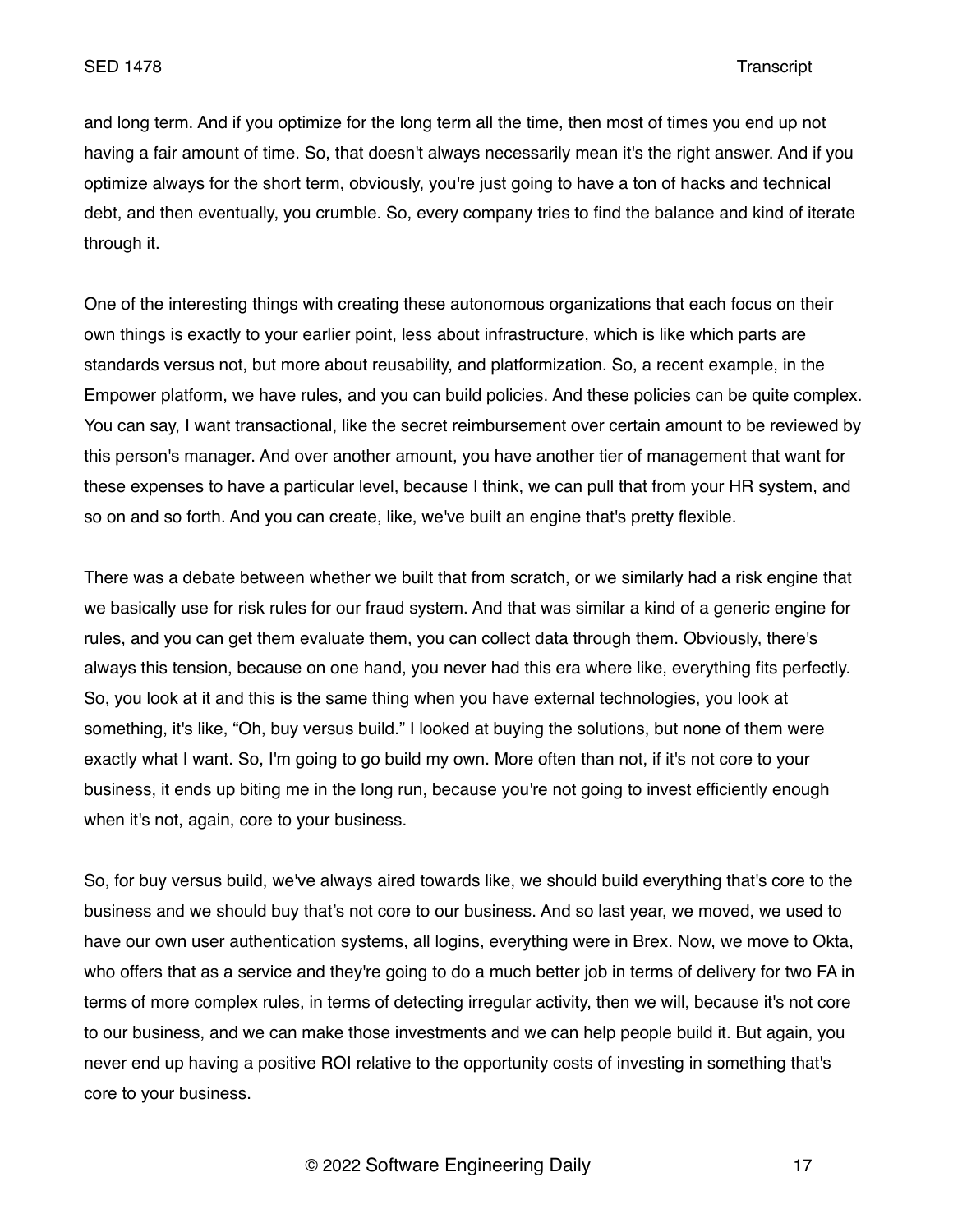and long term. And if you optimize for the long term all the time, then most of times you end up not having a fair amount of time. So, that doesn't always necessarily mean it's the right answer. And if you optimize always for the short term, obviously, you're just going to have a ton of hacks and technical debt, and then eventually, you crumble. So, every company tries to find the balance and kind of iterate through it.

One of the interesting things with creating these autonomous organizations that each focus on their own things is exactly to your earlier point, less about infrastructure, which is like which parts are standards versus not, but more about reusability, and platformization. So, a recent example, in the Empower platform, we have rules, and you can build policies. And these policies can be quite complex. You can say, I want transactional, like the secret reimbursement over certain amount to be reviewed by this person's manager. And over another amount, you have another tier of management that want for these expenses to have a particular level, because I think, we can pull that from your HR system, and so on and so forth. And you can create, like, we've built an engine that's pretty flexible.

There was a debate between whether we built that from scratch, or we similarly had a risk engine that we basically use for risk rules for our fraud system. And that was similar a kind of a generic engine for rules, and you can get them evaluate them, you can collect data through them. Obviously, there's always this tension, because on one hand, you never had this era where like, everything fits perfectly. So, you look at it and this is the same thing when you have external technologies, you look at something, it's like, "Oh, buy versus build." I looked at buying the solutions, but none of them were exactly what I want. So, I'm going to go build my own. More often than not, if it's not core to your business, it ends up biting me in the long run, because you're not going to invest efficiently enough when it's not, again, core to your business.

So, for buy versus build, we've always aired towards like, we should build everything that's core to the business and we should buy that's not core to our business. And so last year, we moved, we used to have our own user authentication systems, all logins, everything were in Brex. Now, we move to Okta, who offers that as a service and they're going to do a much better job in terms of delivery for two FA in terms of more complex rules, in terms of detecting irregular activity, then we will, because it's not core to our business, and we can make those investments and we can help people build it. But again, you never end up having a positive ROI relative to the opportunity costs of investing in something that's core to your business.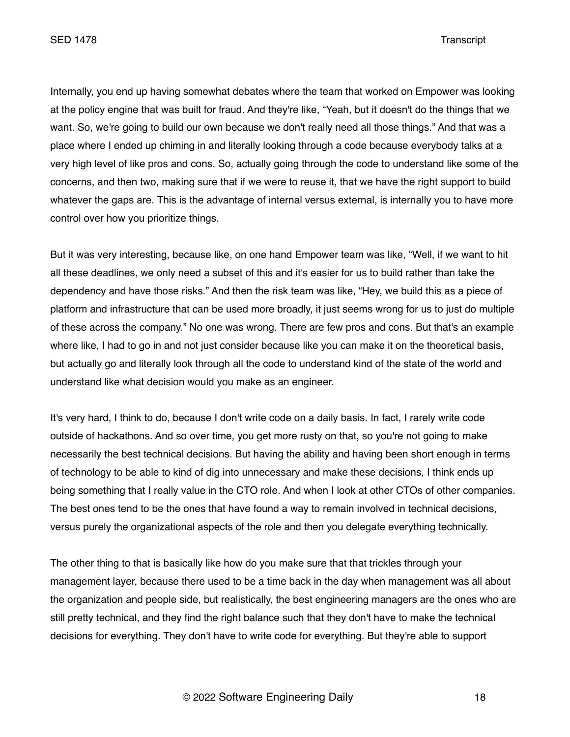Internally, you end up having somewhat debates where the team that worked on Empower was looking at the policy engine that was built for fraud. And they're like, "Yeah, but it doesn't do the things that we want. So, we're going to build our own because we don't really need all those things." And that was a place where I ended up chiming in and literally looking through a code because everybody talks at a very high level of like pros and cons. So, actually going through the code to understand like some of the concerns, and then two, making sure that if we were to reuse it, that we have the right support to build whatever the gaps are. This is the advantage of internal versus external, is internally you to have more control over how you prioritize things.

But it was very interesting, because like, on one hand Empower team was like, "Well, if we want to hit all these deadlines, we only need a subset of this and it's easier for us to build rather than take the dependency and have those risks." And then the risk team was like, "Hey, we build this as a piece of platform and infrastructure that can be used more broadly, it just seems wrong for us to just do multiple of these across the company." No one was wrong. There are few pros and cons. But that's an example where like, I had to go in and not just consider because like you can make it on the theoretical basis, but actually go and literally look through all the code to understand kind of the state of the world and understand like what decision would you make as an engineer.

It's very hard, I think to do, because I don't write code on a daily basis. In fact, I rarely write code outside of hackathons. And so over time, you get more rusty on that, so you're not going to make necessarily the best technical decisions. But having the ability and having been short enough in terms of technology to be able to kind of dig into unnecessary and make these decisions, I think ends up being something that I really value in the CTO role. And when I look at other CTOs of other companies. The best ones tend to be the ones that have found a way to remain involved in technical decisions, versus purely the organizational aspects of the role and then you delegate everything technically.

The other thing to that is basically like how do you make sure that that trickles through your management layer, because there used to be a time back in the day when management was all about the organization and people side, but realistically, the best engineering managers are the ones who are still pretty technical, and they find the right balance such that they don't have to make the technical decisions for everything. They don't have to write code for everything. But they're able to support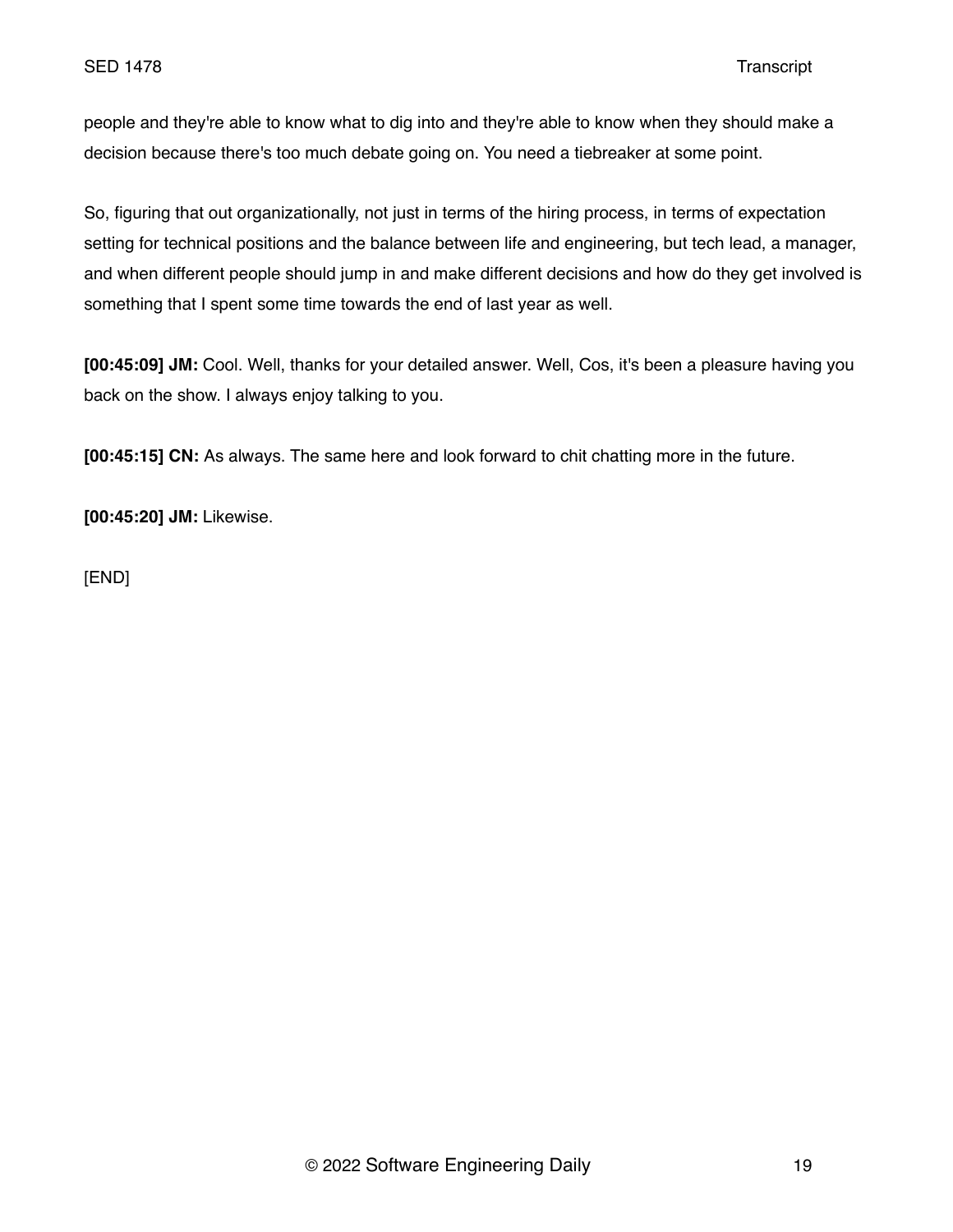people and they're able to know what to dig into and they're able to know when they should make a decision because there's too much debate going on. You need a tiebreaker at some point.

So, figuring that out organizationally, not just in terms of the hiring process, in terms of expectation setting for technical positions and the balance between life and engineering, but tech lead, a manager, and when different people should jump in and make different decisions and how do they get involved is something that I spent some time towards the end of last year as well.

**[00:45:09] JM:** Cool. Well, thanks for your detailed answer. Well, Cos, it's been a pleasure having you back on the show. I always enjoy talking to you.

**[00:45:15] CN:** As always. The same here and look forward to chit chatting more in the future.

**[00:45:20] JM:** Likewise.

[END]

© 2022 Software Engineering Daily